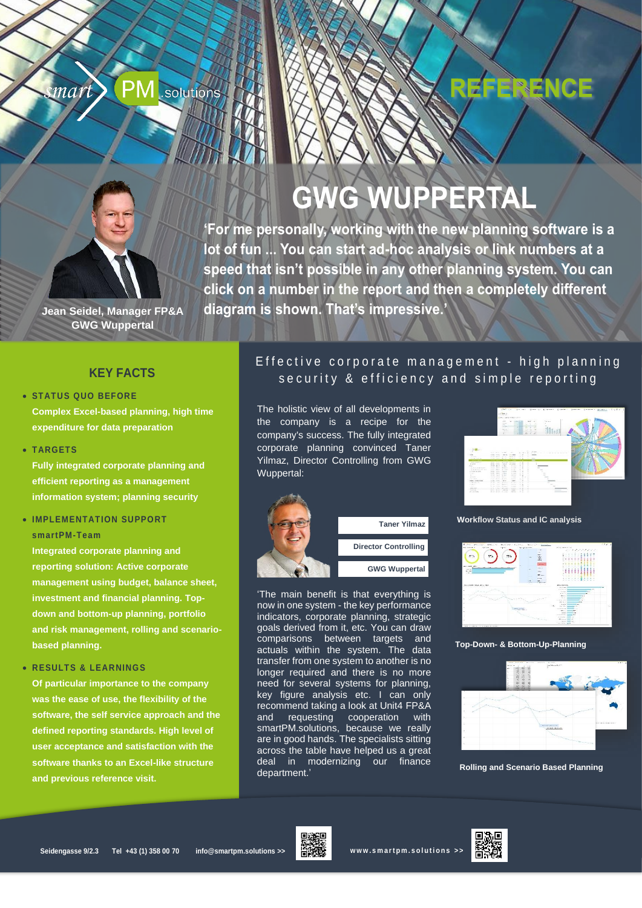smart PM .solutions

REFERENCE

# GWG WUPPERTAL

**'For me personally, working with the new planning software is a lot of fun ... You can start ad-hoc analysis or link numbers at a speed that isn't possible in any other planning system. You can click on a number in the report and then a completely different diagram is shown. That's impressive.'**

**Jean Seidel, Manager FP&A**
**GWG Wuppertal**

## KEY FACTS

- **STATUS QUO BEFORE**

  **Complex Excel-based planning, high time expenditure for data preparation**

- **TARGETS**

  **Fully integrated corporate planning and efficient reporting as a management information system; planning security**

- **IMPLEMENTATION SUPPORT**

  **smartPM-Team**

  **Integrated corporate planning and reporting solution: Active corporate management using budget, balance sheet, investment and financial planning. Top-down and bottom-up planning, portfolio and risk management, rolling and scenario-based planning.**

- **RESULTS & LEARNINGS**

  **Of particular importance to the company was the ease of use, the flexibility of the software, the self service approach and the defined reporting standards. High level of user acceptance and satisfaction with the software thanks to an Excel-like structure and previous reference visit.**

## Effective corporate management - high planning security & efficiency and simple reporting

The holistic view of all developments in the company is a recipe for the company's success. The fully integrated corporate planning convinced Taner Yilmaz, Director Controlling from GWG Wuppertal:

**Taner Yilmaz**
**Director Controlling**
**GWG Wuppertal**

'The main benefit is that everything is now in one system - the key performance indicators, corporate planning, strategic goals derived from it, etc. You can draw comparisons between targets and actuals within the system. The data transfer from one system to another is no longer required and there is no more need for several systems for planning, key figure analysis etc. I can only recommend taking a look at Unit4 FP&A and requesting cooperation with smartPM.solutions, because we really are in good hands. The specialists sitting across the table have helped us a great deal in modernizing our finance department.'

**Workflow Status and IC analysis**

**Top-Down- & Bottom-Up-Planning**

**Rolling and Scenario Based Planning**

Seidengasse 9/2.3 Tel +43 (1) 358 00 70 info@smartpm.solutions >> www.smartpm.solutions >>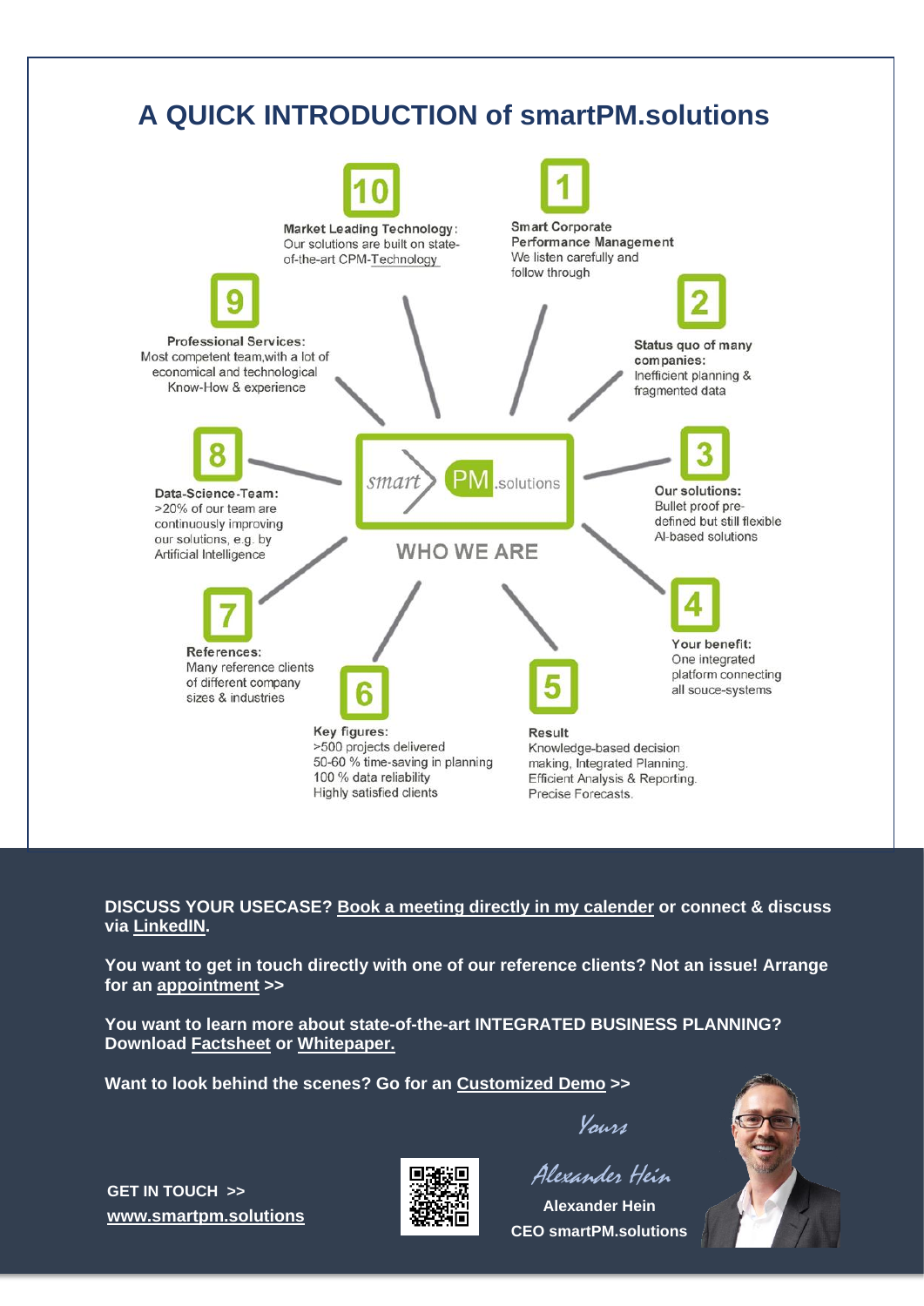# A QUICK INTRODUCTION of smartPM.solutions

**1** Smart Corporate Performance Management
We listen carefully and follow through

**2** Status quo of many companies:
Inefficient planning & fragmented data

**3** Our solutions:
Bullet proof pre-defined but still flexible AI-based solutions

**4** Your benefit:
One integrated platform connecting all souce-systems

**5** Result
Knowledge-based decision making, Integrated Planning. Efficient Analysis & Reporting. Precise Forecasts.

**6** Key figures:
>500 projects delivered
50-60 % time-saving in planning
100 % data reliability
Highly satisfied clients

**7** References:
Many reference clients of different company sizes & industries

**8** Data-Science-Team:
>20% of our team are continuously improving our solutions, e.g. by Artificial Intelligence

**9** Professional Services:
Most competent team,with a lot of economical and technological Know-How & experience

**10** Market Leading Technology:
Our solutions are built on state-of-the-art CPM-Technology

smart PM .solutions

WHO WE ARE

**DISCUSS YOUR USECASE? Book a meeting directly in my calender or connect & discuss via LinkedIN.**

**You want to get in touch directly with one of our reference clients? Not an issue! Arrange for an appointment >>**

**You want to learn more about state-of-the-art INTEGRATED BUSINESS PLANNING? Download Factsheet or Whitepaper.**

**Want to look behind the scenes? Go for an Customized Demo >>**

Yours

Alexander Hein

**Alexander Hein**
**CEO smartPM.solutions**

**GET IN TOUCH >>**
**www.smartpm.solutions**